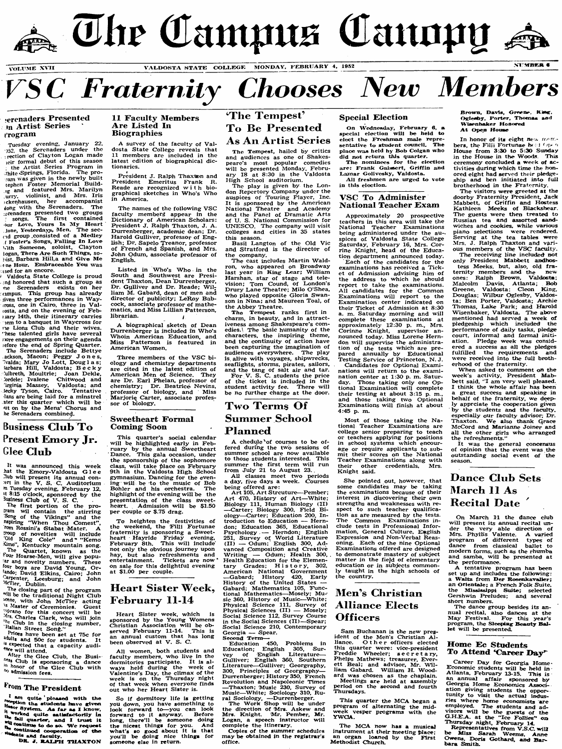# The Campus Canopy

VOLUME XVII — VALDOSTA STATE COLLEGE — MONDAY, FEBRUARY 4, 1952 — NUMBER 6

# VSC Fraternity Chooses New Members

## Serenaders Presented In Artist Series Program

Tuesday evening, January 22, 1952, the Serenaders under the direction of Clayton Logan made their formal debut of this season in the Artist Series Program in White Springs, Florida. The program was given in the newly built Stephen Foster Memorial Building and featured Mrs. Marilyn Curry, violinist, and Mrs. Iris Ackenhausen, her accompanist along with the Serenaders. The Serenaders presented two groups of songs. The first contained Our Love, Yours Is My Heart Alone, Yesterdays, Men. The second group consisted of a Medley of Foster's Songs, Falling In Love With Someone, soloist, Clayton Logan, There Are Such Things, soloist, Barbara Hill, a and Give Me One Hour. Embraceable You was used for an encore.

Valdosta State College is proud and honored that such a group as the Serenaders exists on her campus. This group has already given three performances in Waycross, one in Cairo, three in Valdosta, and on the evening of February 14th, their itinerary carries them to a banquet in Waycross for the Lions Club and their wives. These talented girls have several more engagements on their agenda before the end of Spring Quarter.

The Serenaders include Bettye Jackson, Macon; Peggy Jones, Valda; Mary Jo Lott, Douglas; Barbara Hill, Valdosta; Becky Culbreth, Moultrie; Joan Dekle, Cordele; Ivalene Chitwood and Virginia Massey, Valdosta; and Becky Tyson, Cairo. Tentative plans are being laid for a minstrel later this quarter which will be put on by the Mens' Chorus and the Serenaders combined.

## Business Club To Present Emory Jr. Glee Club

It was announced this week that the Emory-Valdosta Glee Club will present its annual concert in the V. S. C. Auditorium on Tuesday evening, February 12, at 8:15 o'clock, sponsored by the Business Club of V. S. C.

The first portion of the program will contain the stirring "Song of the Vikings" and the inspiring "When Thou Comest" from Rossini's Stabat Mater. A group of novelties will include "Old King Cole" and "Kemo Kimo", Kentucky mountain song.

The Quartet, known as the Four Hoarse-Men, will give popular and novelty numbers. These four boys are David Young, Orlando; David Elkins, Cairo; John Carpenter, Leesburg; and John McTier, Dublin.

The closing part of the program will be the traditional Night Club scene, with John McTier acting as Master of Ceremonies. Guest soprano for this concert will be Mrs. Charles Clark, who will join the Club in the closing number, "Italian Street Song."

Prices have been set at 75c for adults and 50c for students. It is expected that a capacity audience will attend.

After the Glee Club, the Business Club is sponsoring a dance in honor of the Glee Club with no admission fees.

## From The President

**I am quite pleased with the reception the students have given the Honor System. As far as I know, it worked quite satisfactorily in the fall quarter, and I trust it will continue to do so. We request the continued cooperation of the students and faculty.**

**DR. J. RALPH THAXTON**

## 11 Faculty Members Are Listed In Biographies

A survey of the faculty of Valdosta State College reveals that 11 members are included in the latest edition of biographical dictionaries.

President J. Ralph Thaxton and President Emeritus Frank R. Reade are recognized with biographical sketches in Who's Who in America.

The names of the following VSC faculty members appear in the Dictionary of American Scholars: President J. Ralph Thaxton, J. A. Durrenberger, academic dean; Dr. Harold Gulliver, professor of English; Dr. Sapelo Treanor, professor of French and Spanish, and Mrs. John Odum, associate professor of English.

Listed in Who's Who in the South and Southwest are President Thaxton, Dean Durrenberger, Dr. Gulliver and Dr. Reade; William M. Gabard, dean of men and director of publicity; LeRoy Babcock, associate professor of mathematics, and Miss Lillian Patterson, librarian.

A biographical sketch of Dean Durrenberger is included in Who's Whoin American Education, and Miss Patterson is featured in American Women.

Three members of the VSC biology and chemistry departments are cited in the latest edition of American Men of Science. They are Dr. Earl Phelan, professor of chemistry; Dr. Beatrice Nevins, professor of biology, and Miss Marjorie Carter, associate professor of biology.

## Sweetheart Formal Coming Soon

This quarter's social calendar will be highlighted early in February by the annual Sweetheart Dance. This gala occasion, under the sponsorship of the sophomore class, will take place on February 9th in the Valdosta High School gymnasium. Dancing for the evening will be to the music of Bob Bohler and his orchestra. The highlight of the evening will be the presentation of the class sweetheart. Admission will be $1.50 per couple or $.75 drag.

To heighten the festivities of the weekend, the Filli Fortunae fraternity is sponsoring a Sweetheart Hayride Friday evening, February 8th. This will include not only the obvious journey upon hay, but also refreshments and entertainment. Tickets are now on sale for this delightful evening at $1.00 per couple.

## Heart Sister Week, February 11-14

Heart Sister week, which is sponsored by the Young Womens Christian Association will be observed February 11-14. This is an annual custom that has long been observed at V. S. C.

All women, both students and faculty members, who live in the dormitories participate. It is always held during the week of Valentine's Day, the climax of the week is on the Thursday night of that week when everyone finds out who her Heart Sister is.

So if dormitory life is getting you down, you have something to look forward to—you can look forward to it anyway. Before long, there'll be someone doing the nicest things for you. And what's so good about it is that you'll be doing nice things for someone else in return.

## 'The Tempest' To Be Presented As An Artist Series

The Tempest, hailed by critics and audiences as one of Shakespeare's most popular comedies will be presented Monday, February 18 at 8:30 in the Valdosta High School auditorium.

The play is given by the London Repertory Company under the auspices of Touring Player, Inc. It is sponsored by the American National Theatre and Academy and the Panel of Dramatic Arts of U. S. National Commission for UNESCO. The company will visit colleges and cities in 35 states this season.

Basil Langton of the Old Vic and Stratford is the director of the company.

The cast includes Martin Waldron, who appeared on Broadway last year in King Lear; William Harshaw, star of stage and television; Tom Cound, of London's Drury Lane Theatre; Milo O'Shea, who played opposite Gloria Swanson in Nina; and Maureen Toal, of the Abbey Theatre.

The Tempest ranks first in charm, in beauty, and in attractiveness among Shakespeare's comedies. The basic humanity of the characters, the inspiring theme, and the continuity of action have been capturing the imagination of audiences everywhere. The play is alive with voyages, shipwrecks, seafights, storms, pirates, sailors, and the tang of salt air and Music.

For V. S. C. students the price of the ticket is included in the student activity fee. There will be no further charge at the door.

## Two Terms Of Summer School Planned

A chedule of courses to be offered during the two sessions of summer school are now available to those students interested. This summer the first term will run from July 21 to August 23.

All classes meet two periods a day, five days a week. Courses being offered are:

Art 105, Art Strcuture—Pember; Art 470, History of Art—White; Biology 111, Human Biology (II) —Carter; Biology 300, Field Biology—Carter; Education 200, Introduction to Education — Herndon; Education 365, Educational Psychology — Herndon; English 251, Survey of World Literature (II) — Odum; English 300, Advanced Composition and Creative Writing — Odum; Health 300, Health Education for the Elementary Grades; History, 302, American National Government —Gabard; History 420, Early History of the United States — Gabard; Mathematics 105, Functional Mathematics—Mosely; Music 360, History of Music—White; Physical Science 111, Survey of Physical Sciences (II) — Mosely; Social Science 112, Survey Course in the Social Sciences (II)—Spear; Social Science 210, Contemporary Georgia — Spear.

**Second Term**—

Education 450, Problems in Education; English 305, Survey of English Literature—Gulliver; English 360, Southern Literature—Gulliver; Geography, 300, Principles of Geography—Durrenberger; History 350, French Revolution and Napoleonic Times —Thaxton; Music 230, Survey of Music—White; Sociology 310, Rural Sociology, —Durrenberger.

The Work Shop will be under the direction of Mrs. Askew and Mrs. Knight. Mr. Pember, Mr. Logan, a speech instructor will complete the itinerary.

Copies of the summer schedules may be obtained in the registrar's office.

## Special Election

**On Wednesday, February 6, a special election will be held to elect the Freshman male representative to student council. The place was held by Bob Colgan who did not return this quarter.**

**The nominees for the election are: Frank Gaissert, Griffin and Lamar Gollevsky, Valdosta.**

**All freshmen are urged to vote in this election.**

## VSC To Administer National Teacher Exam

Approximately 20 prospective teachers in this area will take the National Teacher Examinations being administered under the auspices of Valdosta State College Saturday, February 16, Mrs. Corrine Knight, head of the Education department announced today.

Each of the candidates for the examinations has received a Ticket of Admission advising him of the address to which he should report to take the examinations. All candidates for the Common Examinations will report to the Examination center indicated on their Ticket of Admission at 8:30 a. m. Saturday morning and will complete these examinations at approximately 12:30 p. m., Mrs. Corinne Knight, supervisor announced today. Miss Lorene Herndon will supervise the administration of the tests which are prepared annually by Educational Testing Service of Princeton, N. J.

Candidates for Optional Examinations will return to the examination center at 1:30 p. m. Saturday. Those taking only one Optional Examination will complete their testing at about 3:15 p. m., and those taking two Optional Examinations will finish at about 4:45 p. m.

Most of those taking the National Teacher Examinations are college senior preparing to teach or teachers applying for positions in school systems which encourage or require applicants to submit their scores on the National Teacher Examinations along with their other credentials, Mrs. Knight said.

She pointed out, however, that some candidates may be taking the examinations because of their interest in discovering their own strengths and weaknesses with respect to such teacher qualification as are measured by the tests. The Common Examinations include tests in Professional Information, General Culture, English Expression and Non-Verbal Reasoning. Each of the nine Optional Examinations offered are designed to demonstrate mastery of subject matter in the field of elementary education or in subjects commonly taught in the high schools of the country.

## Men's Christian Alliance Elects Officers

Sam Buchanan is the new president of the Men's Christian Alliance. Other officers elected this quarter were: vice-president Freddie Wheeler; secretary, Phelps Mathews; treasurer, Everett Beal; and advisor, Mr. William Gabard. William H. Woodward was chosen as the chaplain.

Meetings are held at assembly period on the second and fourth Thursdays.

This quarter the MCA began a program of alternating the midweek vesper programs with the YWCA.

The MCA now has a musical instrument at their meeting place; an organ loaned by the First Methodist Church.

## Brown, Davis, Greene, King, Oglesby, Porter, Thomas and Wisenbaker Honored At Open House

In honor of its eight new members, the Filli Fortunae held Open House from 3:30 to 5:30 Sunday in the House in the Woods. This ceremony concluded a week of activities during which time the honored eight had served their pledgeship and ben initiated into full brotherhood in the Fraternity.

The visitors were greeted at the doorby Fraternity President, Jack Mabbett, of Griffin and Hostess Kathleen Meeks of Blackshear. The guests were then treated to Russian tea and assorted sandwiches and cookies, while various piano selections were rendered. Serving at the tea tables were Mrs. J. Ralph Thaxton and various members of the VSC faculty.

The receiving line included not only President Mabbett andhostess Meeks, but, also, old fraternity members and the new ones: Ralph Brown, Valdosta; Malcolm Davis, Atlanta; Bob Greene, Valdosta; Cleon King, Douglas; Wilbur Oglesby, Valdosta; Ben Porter, Valdosta; Archie Thomas, Lake Park; and Harold Wisenbaker, Valdosta. The above mentioned had served a week of pledgeship which included the performance of daily tasks, pledge court, informal and formal initiation. Pledge week was considered a success as all the pledges fulfilled the requirements and were received into the full brotherhood of the fraternity.

When asked to comment on the week's activity, President Mabbett said, "I am very well pleased. I think the whole affair has been a great success and speaking in behalf of the fraternity, we deeply appreciate the cooperation given by the students and the faculty, especially our faculty advisor, Dr. Thaxton. We also thank Grace McCord and Marianne Joiner and all the other girls who arranged the refreshments."

It was the general concensus of opinion that the event was the outstanding social event of the season.

## Dance Club Sets March 11 As Recital Date

On March 11 the dance club will present its annual recital under the very able direction of Mrs. Phyllis Valente. A varied program of different types of dance from classical ballet to modern forms, such as the rhumba and samba, will be presented at the performance.

A tentative program has been set up and includes the following: a Waltz from Der Rosenkavalier; an Orientale; a French Folk Suite, the Mississippi Suite; selected Gershwin Preludes; and several short numbers.

The dance group besides its annual recital, also dances at the May Festival. For this year's program, the Sleeping Beauty Ballet will be presented.

## Home Ec Students To Attend 'Career Day'

Career Day for Georgia Home Economic students will be held in Atlanta, February 13-15. This is an annual affair sponsored by Georgia Home Economics Association giving students the opportunity to visit the actual industries where home economists are employed. The students and advisors will be the guests of the G.H.E.A. at the "Ice Follies" on Thursday night, February 14.

Representatives from V.S.C. will be Miss Sarah Weems, Anne Owens, Doris Gothard, and Barbara Smith.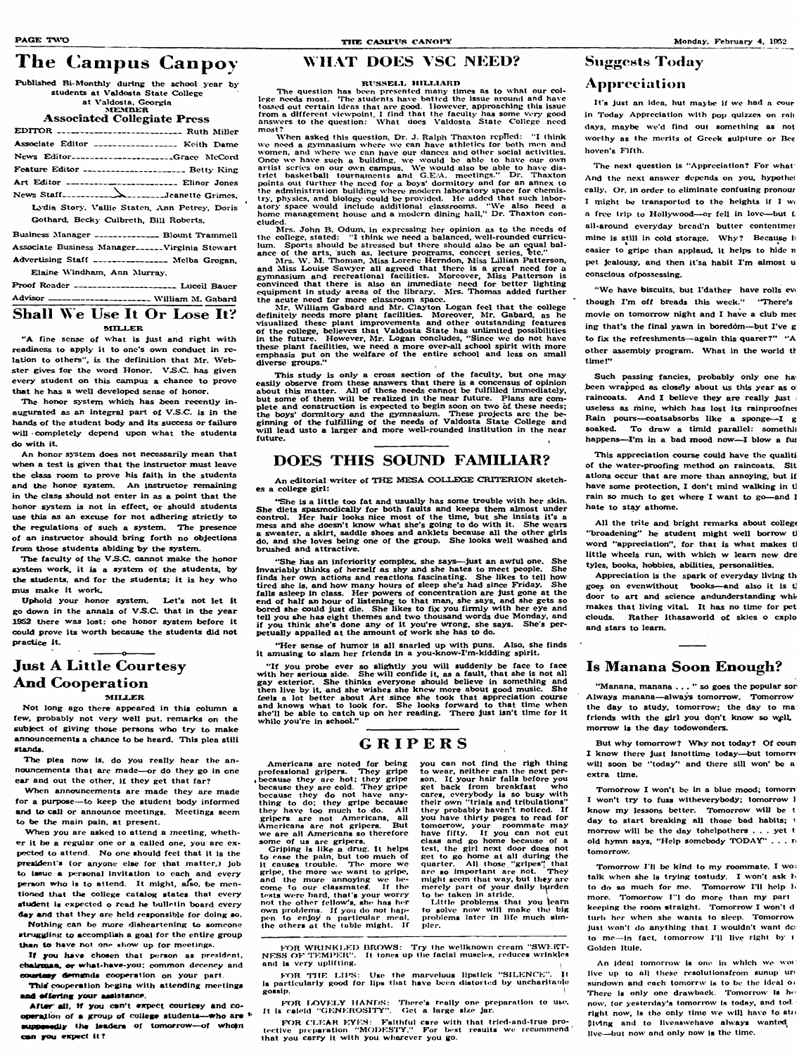# The Campus Canpoy

Published Bi-Monthly during the school year by students at Valdosta State College at Valdosta, Georgia

MEMBER

### Associated Collegiate Press

EDITOR ---------- Ruth Miller

Associate Editor ---------- Keith Dame

News Editor ---------- Grace McCord

Feature Editor ---------- Betty King

Art Editor ---------- Elinor Jones

News Staff ---------- Jeanette Grimes, Lydia Story, Vallie Staten, Ann Petrey, Doris Gothard, Becky Culbreth, Bill Roberts.

Business Manager ---------- Blount Trammell

Associate Business Manager ---------- Virginia Stewart

Advertising Staff ---------- Melba Grogan, Elaine Windham, Ann Murray.

Proof Reader ---------- Luceil Bauer

Advisor ---------- William M. Gabard

## Shall We Use It Or Lose It?

MILLER

"A fine sense of what is just and right with readiness to apply it to one's own conduct in relation to others", is the definition that Mr. Webster gives for the word Honor. V.S.C. has given every student on this campus a chance to prove that he has a well developed sense of honor.

The honor system which has been recently inaugurated as an integral part of V.S.C. is in the hands of the student body and its success or failure will completely depend upon what the students do with it.

An honor system does not necessarily mean that when a test is given that the instructor must leave the class room to prove his faith in the students and the honor system. An instructor remaining in the class should not enter in as a point that the honor system is not in effect, or should students use this as an excuse for not adhering strictly to the regulations of such a system. The presence of an instructor should bring forth no objections from those students abiding by the system.

The faculty of the V.S.C. cannot make the honor system work, it is a system of the students, by the students, and for the students; it is hey who mus make it work.

Uphold your honor system. Let's not let it go down in the annals of V.S.C. that in the year 1952 there was lost: one honor system before it could prove its worth because the students did not practice it.

## Just A Little Courtesy And Cooperation

MILLER

Not long ago there appeared in this column a few, probably not very well put, remarks on the subject of giving those persons who try to make announcements a chance to be heard. This plea still stands.

The plea now is, do you really hear the announcements that are made—or do they go in one ear and out the other, if they get that far?

When announcements are made they are made for a purpose—to keep the student body informed and to call or announce meetings. Meetings seem to be the main pain, at present.

When you are asked to attend a meeting, whether it be a regular one or a called one, you are expected to attend. No one should feel that it is the president's (or anyone else for that matter,) job to issue a personal invitation to each and every person who is to attend. It might, also, be mentioned that the college catalog states that every student is expected o read he bulletin board every day and that they are held responsible for doing so.

Nothing can be more disheartening to someone struggling to accomplish a goal for the entire group than to have not one show up for meetings.

If you have chosen that person as president, chairman, or what-have-you; common decency and courtesy demands cooperation on your part.

This cooperation begins with attending meetings and offering your assistance.

After all, if you can't expect courtesy and cooperation of a group of college students—who are supposedly the leaders of tomorrow—of whom can you expect it?

## WHAT DOES VSC NEED?

RUSSELL HILLIARD

The question has been presented many times as to what our college needs most. The students have batted the issue around and have tossed out certain ideas that are good. However, approaching this issue from a different viewpoint, I find that the faculty has some very good answers to the question: What does Valdosta State College need most?

When asked this question, Dr. J. Ralph Thaxton replied: "I think we need a gymnasium where we can have athletics for both men and women, and where we can have our dances and other social activities. Once we have such a building, we would be able to have our own artist series on our own campus. We would also be able to have district basketball tournaments and G.E.A. meetings." Dr. Thaxton points out further the need for a boys' dormitory and for an annex to the administration building where modern laboratory space for chemistry, physics, and biology could be provided. He added that such laboratory space would include additional classrooms. "We also need a home management house and a modern dining hall," Dr. Thaxton concluded.

Mrs. John B. Odum, in expressing her opinion as to the needs of the college, stated: "I think we need a balanced, well-rounded curriculum. Sports should be stressed but there should also be an equal balance of the arts, such as, lecture programs, concert series, etc."

Mrs. W. M. Thoman, Miss Lorene Herndon, Miss Lillian Patterson, and Miss Louise Sawyer all agreed that there is a great need for a gymnasium and recreational facilities. Moreover, Miss Patterson is convinced that there is also an immediate need for better lighting equipment in study areas of the library. Mrs. Thomas added further the acute need for more classroom space.

Mr. William Gabard and Mr. Clayton Logan feel that the college definitely needs more plant facilities. Moreover, Mr. Gabard, as he visualized these plant improvements and other outstanding features of the college, believes that Valdosta State has unlimited possibilities in the future. However, Mr. Logan concludes, "Since we do not have these plant facilities, we need a more over-all school spirit with more emphasis put on the welfare of the entire school and less on small diverse groups."

This study is only a cross section of the faculty, but one may easily observe from these answers that there is a concensus of opinion about this matter. All of these needs cannot be fulfilled immediately, but some of them will be realized in the near future. Plans are complete and construction is expected to begin soon on two of these needs; the boys' dormitory and the gymnasium. These projects are the beginning of the fulfilling of the needs of Valdosta State College and will lead usto a larger and more well-rounded institution in the near future.

## DOES THIS SOUND FAMILIAR?

An editorial writer of THE MESA COLLEGE CRITERION sketches a college girl:

"She is a little too fat and usually has some trouble with her skin. She diets spasmodically for both faults and keeps them almost under control. Her hair looks nice most of the time, but she insists it's a mess and she doesn't know what she's going to do with it. She wears a sweater, a skirt, saddle shoes and anklets because all the other girls do, and she loves being one of the group. She looks well washed and brushed and attractive.

"She has an inferiority complex, she says—just an awful one. She invariably thinks of herself as shy and she hates to meet people. She finds her own actions and reactions fascinating. She likes to tell how tired she is, and how many hours of sleep she's had since Friday. She falls asleep in class. Her powers of concentration are just gone at the end of half an hour of listening to that man, she says, and she gets so bored she could just die. She likes to fix you firmly with her eye and tell you she has eight themes and two thousand words due Monday, and if you think she's done any of it you're wrong, she says. She's perpetually appalled at the amount of work she has to do.

"Her sense of humor is all snarled up with puns. Also, she finds it amusing to slam her friends in a you-know-I'm-kidding spirit.

"If you probe ever so slightly you will suddenly be face to face with her serious side. She will confide it, as a fault, that she is not all gay exterior. She thinks everyone should believe in something and then live by it, and she wishes she knew more about good music. She feels a lot better about Art since she took that appreciation course and knows what to look for. She looks forward to that time when she'll be able to catch up on her reading. There just isn't time for it while you're in school."

## GRIPERS

Americans are noted for being professional gripers. They gripe because they are hot; they gripe because they are cold. They gripe because they do not have anything to do; they gripe because they have too much to do. All gripers are not Americans, all Americans are not gripers. But we are all Americans so therefore some of us are gripers.

Griping is like a drug. It helps to ease the pain, but too much of it causes trouble. The more we gripe, the more we want to gripe, and the more annoying we become to our classmates. If the tests were hard, that's your worry not the other fellow's, she has her own problems. If you do not happen to enjoy a particular meal, the others at the table might. If you can not find the righ thing to wear, neither can the next person. If your hair falls before you get back from breakfast who cares, everybody is so busy with their own "trials and tribulations" they probably haven't noticed. If you have thirty pages to read for tomorrow, your roommate may have fifty. If you can not cut class and go home because of a test, the girl next door does not get to go home at all during the quarter. All those "gripes" that are so important are not. They might seem that way, but they are merely part of your daily burden to be taken in stride.

Little problems that you learn to solve now will make the big problems later in life much simpler.

FOR WRINKLED BROWS: Try the wellknown cream "SWEETNESS OF TEMPER". It tones up the facial muscles, reduces wrinkles and is very uplifting.

FOR THE LIPS: Use the marvelous lipstick "SILENCE". It is particularly good for lips that have been distorted by uncharitable gossip.

FOR LOVELY HANDS: There's really one preparation to use. It is caleld "GENEROSITY". Get a large size jar.

FOR CLEAR EYES: Faithful care with that tried-and-true protective preparation "MODESTY". For best results we recommend that you carry it with you wherever you go.

## Suggests Today Appreciation

It's just an idea, but maybe if we had a cour[se] in Today Appreciation with pop quizzes on rain[y] days, maybe we'd find out something as not[e]worthy as the merits of Greek sulpture or Bee[t]hoven's Fifth.

The next question is "Appreciation? For what[?]" And the next answer depends on you, hypothet[i]cally. Or, in order to eliminate confusing pronou[ns] I might be transported to the heights if I w[on] a free trip to Hollywood—or fell in love—but [the] all-around everyday bread'n butter contentme[nt] mine is still in cold storage. Why? Because i[t's] easier to gripe than applaud, it helps to hide m[y] pet jealousy, and then it'sa habit I'm almost u[n]conscious ofpossessing.

"We have biscuits, but I'dather have rolls ev[en] though I'm off breads this week." "There's [a] movie on tomorrow night and I have a club mee[t]ing that's the final yawn in boredom—but I've g[ot] to fix the refreshments—again this quarter?" "A[n]other assembly program. What in the world th[is] time!"

Such passing fancies, probably only one ha[ve] been wrapped as closely about us this year as o[ur] raincoats. And I believe they are really just [as] useless as mine, which has lost its rainproofne[ss]. Rain pours—coatsabsorbs like a sponge—I g[et] soaked. To draw a timid parallel: somethi[ng] happens—I'm in a bad mood now—I blow a fu[se].

This appreciation course could have the qualiti[es] of the water-proofing method on raincoats. Sit[u]ations occur that are more than annoying, but if [I] have some protection, I don't mind walking in t[he] rain so much to get where I want to go—and I hate to stay athome.

All the trite and bright remarks about college "broadening" he student might well borrow t[he] word "appreciation", for that is what makes t[he] little wheels run, with which w learn new dre[ss] tyles, books, hobbies, abilities, personalities.

Appreciation is the spark of everyday living th[at] goes on evenwithout books—and also it is t[he] door to art and science andunderstanding whi[ch] makes that living vital. It has no time for pet clouds. Rather ithasaworld of skies o explo[re] and stars to learn.

## Is Manana Soon Enough?

"Manana, manana . . . " so goes the popular son[g]. Always manana—always tomorrow. Tomorrow the day to study, tomorrow; the day to ma[ke] friends with the girl you don't know so well, [to]morrow is the day todowonders.

But why tomorrow? Why not today? Of cour[se] I know there just isnottime today—but tomorr[ow] will soon be "today" and there sill won' be a[n] extra time.

Tomorrow I won't be in a blue mood; tomorr[ow] I won't try to fuss witheverybody; tomorrow I [will] know my lessons better. Tomorrow will be t[he] day to start breaking all those bad habits; [to]morrow will be the day tohelpothers . . . yet t[he] old hymn says, "Help somebody TODAY" . . . r[ight] tomorrow.

Tomorrow I'll be kind to my roommate. I wo[n't] talk when she is trying tostudy. I won't ask h[er] to do so much for me. Tomorrow I'll help h[er] more. Tomorrow I'll do more than my part [in] keeping the room straight. Tomorrow I won't d[is]turb her when she wants to sleep. Tomorrow just won't do anything that I wouldn't want d[one] to me—in fact, tomorrow I'll live right by t[he] Golden Rule.

An ideal tomorrow is one in which we wo[uld] live up to all these resolutionsfrom sunup u[ntil] sundown and each tomorrw is to be the ideal o[ne]. There is only one drawback. Tomorrow is h[ere] now, for yesterday's tomorrow is today, and tod[ay] right now, is the only time we will have to str[ive] [for] living and to liveaswehave always wanted [to] live—but now and only now is the time.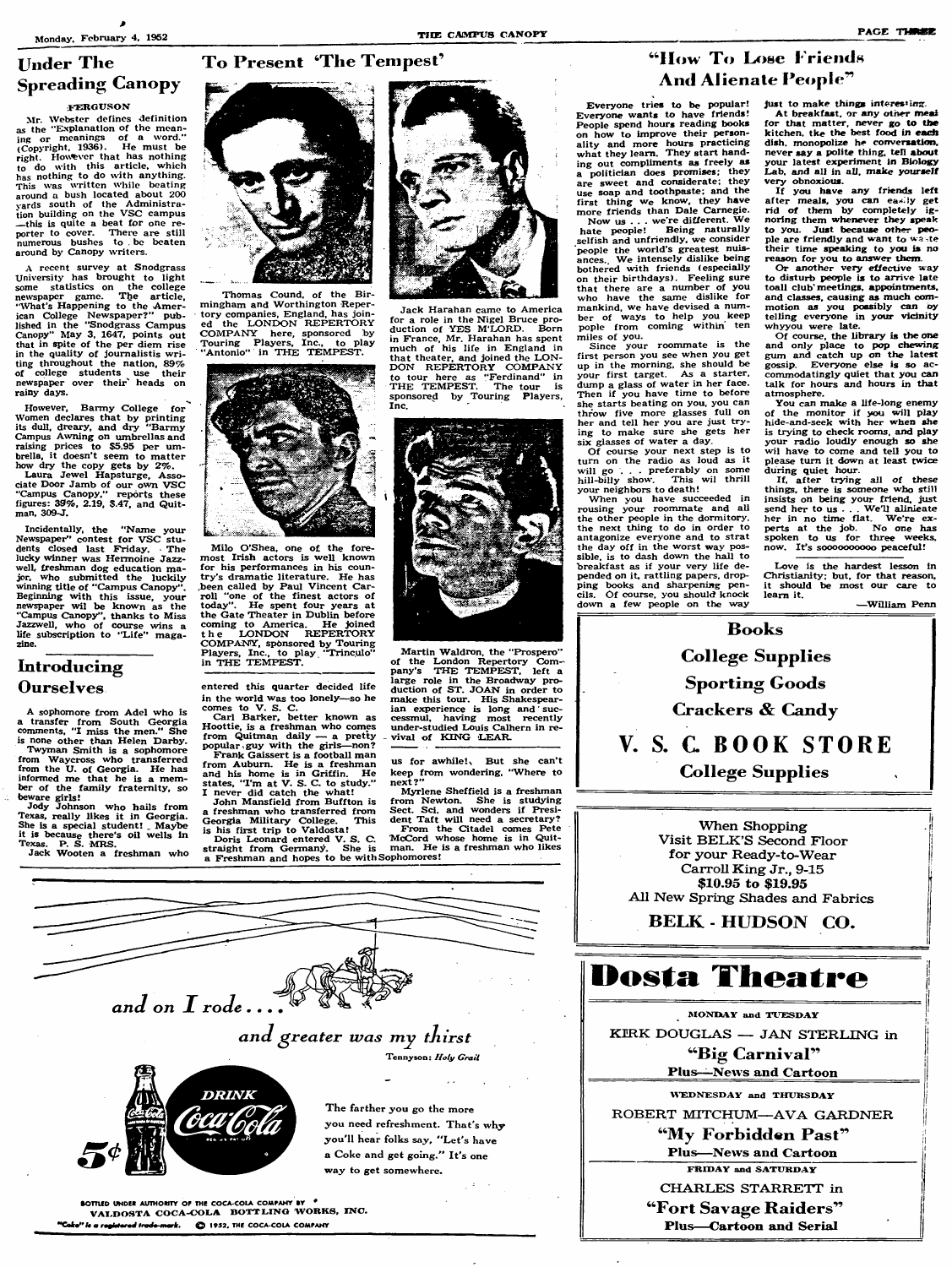## Under The Spreading Canopy

FERGUSON

Mr. Webster defines definition as the "Explanation of the meaning or meanings of a word." (Copyright, 1936). He must be right. However that has nothing to do with this article, which has nothing to do with anything. This was written while beating around a bush located about 200 yards south of the Administration building on the VSC campus —this is quite a beat for one reporter to cover. There are still numerous bushes to be beaten around by Canopy writers.

A recent survey at Snodgrass University has brought to light some statistics on the college newspaper game. The article, "What's Happening to the American College Newspaper?" published in the "Snodgrass Campus Canopy" May 3, 1647, points out that in spite of the per diem rise in the quality of journalistic writing throughout the nation, 89% of college students use their newspaper over their heads on rainy days.

However, Barmy College for Women declares that by printing its dull, dreary, and dry "Barmy Campus Awning on umbrellas and raising prices to $5.95 per umbrella, it doesn't seem to matter how dry the copy gets by 2%.

Laura Jewel Hapsturge, Associate Door Jamb of our own VSC "Campus Canopy," reports these figures: 39%, 2.19, $.47, and Quitman, 309-J.

Incidentally, the "Name your Newspaper" contest for VSC students closed last Friday. The lucky winner was Hermoine Jazzwell, freshman dog education major, who submitted the luckily winning title of "Campus Canopy". Beginning with this issue, your newspaper wil be known as the "Campus Canopy", thanks to Miss Jazzwell, who of course wins a life subscription to "Life" magazine.

## Introducing Ourselves

A sophomore from Adel who is a transfer from South Georgia comments, "I miss the men." She is none other than Helen Darby.

Twyman Smith is a sophomore from Waycross who transferred from the U. of Georgia. He has informed me that he is a member of the family fraternity, so beware girls!

Jody Johnson who hails from Texas, really likes it in Georgia. She is a special student! Maybe it is because there's oil wells in Texas. P. S. MRS.

Jack Wooten a freshman who entered this quarter decided life in the world was too lonely—so he comes to V. S. C.

Carl Barker, better known as Hootie, is a freshman who comes from Quitman daily — a pretty popular guy with the girls—non?

Frank Gaissert is a football man from Auburn. He is a freshman and his home is in Griffin. He states, "I'm at V. S. C. to study." I never did catch the what!

John Mansfield from Buffton is a freshman who transferred from Georgia Military College. This is his first trip to Valdosta!

Doris Leonard entered V. S. C. straight from Germany. She is a Freshman and hopes to be with us for awhile!. But she can't keep from wondering, "Where to next?"

Myrlene Sheffield is a freshman from Newton. She is studying Sect. Sci. and wonders if President Taft will need a secretary?

From the Citadel comes Pete McCord whose home is in Quitman. He is a freshman who likes Sophomores!

## To Present 'The Tempest'

Thomas Cound, of the Birmingham and Worthington Repertory companies, England, has joined the LONDON REPERTORY COMPANY here, sponsored by Touring Players, Inc., to play "Antonio" in THE TEMPEST.

Jack Harahan came to America for a role in the Nigel Bruce production of YES M'LORD. Born in France, Mr. Harahan has spent much of his life in England in that theater, and joined the LONDON REPERTORY COMPANY to tour here as "Ferdinand" in THE TEMPEST. The tour is sponsored by Touring Players, Inc.

Milo O'Shea, one of the foremost Irish actors is well known for his performances in his country's dramatic literature. He has been called by Paul Vincent Carroll "one of the finest actors of today". He spent four years at the Gate Theater in Dublin before coming to America. He joined the LONDON REPERTORY COMPANY, sponsored by Touring Players, Inc., to play "Trinculo" in THE TEMPEST.

Martin Waldron, the "Prospero" of the London Repertory Company's THE TEMPEST, left a large role in the Broadway production of ST. JOAN in order to make this tour. His Shakespearian experience is long and successful, having most recently under-studied Louis Calhern in revival of KING LEAR.

## "How To Lose Friends And Alienate People"

Everyone tries to be popular! Everyone wants to have friends! People spend hours reading books on how to improve their personality and more hours practicing what they learn. They start handing out compliments as freely as a politician does promises; they are sweet and considerate; they use soap and toothpaste; and the first thing we know, they have more friends than Dale Carnegie.

Now us . . . we're different. We hate people! Being naturally selfish and unfriendly, we consider people the world's greatest nuisances. We intensely dislike being bothered with friends (especially on their birthdays). Feeling sure that there are a number of you who have the same dislike for mankind, we have devised a number of ways to help you keep pople from coming within ten miles of you.

Since your roommate is the first person you see when you get up in the morning, she should be your first target. As a starter, dump a glass of water in her face. Then if you have time to before she starts beating on you, you can throw five more glasses full on her and tell her you are just trying to make sure she gets her six glasses of water a day.

Of course your next step is to turn on the radio as loud as it will go . . . preferably on some hill-billy show. This wil thrill your neighbors to death!

When you have succeeded in rousing your roommate and all the other people in the dormitory, the next thing to do in order to antagonize everyone and to strat the day off in the worst way possible, is to dash down the hall to breakfast as if your very life depended on it, rattling papers, dropping books and sharpening pencils. Of course, you should knock down a few people on the way just to make things interesting.

At breakfast, or any other meal for that matter, never go to the kitchen, take the best food in each dish, monopolize the conversation, never say a polite thing, tell about your latest experiment in Biology Lab, and all in all, make yourself very obnoxious.

If you have any friends left after meals, you can easily get rid of them by completely ignoring them whenever they speak to you. Just because other people are friendly and want to waste their time speaking to you is no reason for you to answer them.

Or another very effective way to disturb people is to arrive late toall club meetings, appointments, and classes, causing as much commotion as you possibly can by telling everyone in your vicinity whyyou were late.

Of course, the library is the one and only place to pop chewing gum and catch up on the latest gossip. Everyone else is so accommodatingly quiet that you can talk for hours and hours in that atmosphere.

You can make a life-long enemy of the monitor if you will play hide-and-seek with her when she is trying to check rooms, and play your radio loudly enough so she wil have to come and tell you to please turn it down at least twice during quiet hour.

If, after trying all of these things, there is someone who still insists on being your friend, just send her to us . . . We'll allineate her in no time flat. We're experts at the job. No one has spoken to us for three weeks, now. It's soooooooooo peaceful!

Love is the hardest lesson in Christianity; but, for that reason, it should be most our care to learn it.

—William Penn

---

**Books**

**College Supplies**

**Sporting Goods**

**Crackers & Candy**

**V. S. C. BOOK STORE**

**College Supplies**

---

When Shopping
Visit BELK'S Second Floor
for your Ready-to-Wear
Carroll King Jr., 9-15
**$10.95 to $19.95**
All New Spring Shades and Fabrics

**BELK - HUDSON CO.**

---

*and on I rode . . . .*

*and greater was my thirst*

Tennyson: *Holy Grail*

DRINK Coca-Cola 5¢

The farther you go the more you need refreshment. That's why you'll hear folks say, "Let's have a Coke and get going." It's one way to get somewhere.

BOTTLED UNDER AUTHORITY OF THE COCA-COLA COMPANY BY
VALDOSTA COCA-COLA BOTTLING WORKS, INC.
"Coke" is a registered trade-mark. © 1952, THE COCA-COLA COMPANY

---

# Dosta Theatre

MONDAY and TUESDAY

KIRK DOUGLAS — JAN STERLING in

**"Big Carnival"**

**Plus—News and Cartoon**

WEDNESDAY and THURSDAY

ROBERT MITCHUM—AVA GARDNER

**"My Forbidden Past"**

**Plus—News and Cartoon**

FRIDAY and SATURDAY

CHARLES STARRETT in

**"Fort Savage Raiders"**

**Plus—Cartoon and Serial**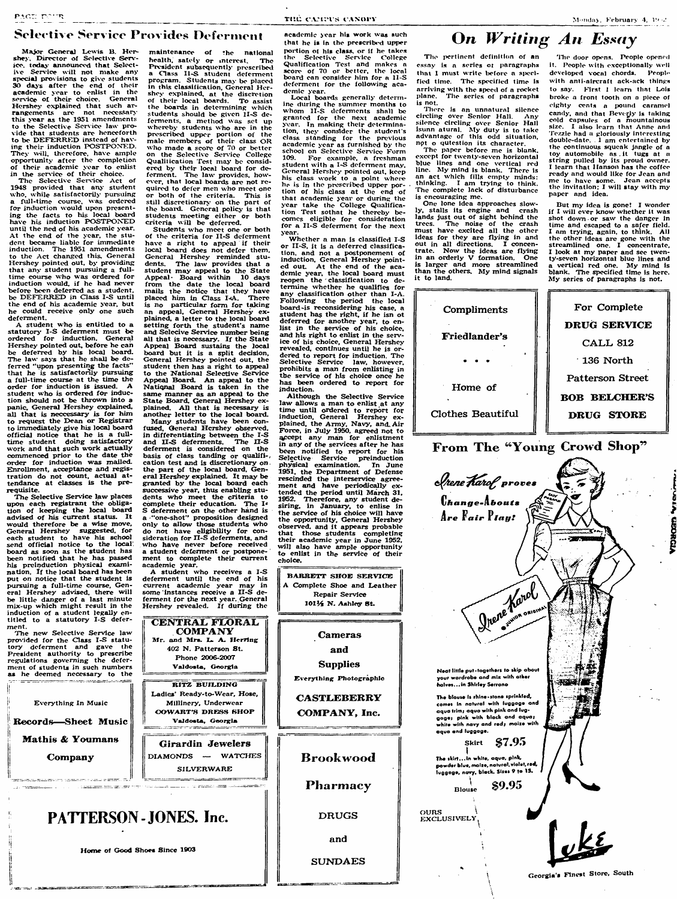## Selective Service Provides Deferment

Major General Lewis B. Hershey, Director of Selective Service, today announced that Selective Service will not make any special provisions to give students 30 days after the end of their academic year to enlist in the service of their choice. General Hershey explained that such arrangements are not necessary this year as the 1951 amendments to the Selective Service law provide that students are henceforth to be DEFERRED instead of having their induction POSTPONED. They will, therefore, have ample opportunity after the completion of their academic year to enlist in the service of their choice.

The Selective Service Act of 1948 provided that any student who, while satisfactorily pursuing a full-time course, was ordered for induction would upon presenting the facts to his local board have his induction POSTPONED until the ned of his academic year. At the end of the year, the student became liable for immediate induction. The 1951 amendments to the Act changed this, General Hershey pointed out, by providing that any student pursuing a full-time course who was ordered for induction would, if he had never before been deferred as a student, be DEFERRED in Class I-S until the end of his academic year, but he could receive only one such deferment.

A student who is entitled to a statutory I-S deferment must be ordered for induction, General Hershey pointed out, before he can be deferred by his local board. The law says that he shall be deferred "upon presenting the facts" that he is satisfactorily pursuing a full-time course at the time the order for induction is issued. A student who is ordered for induction should not be thrown into a panic, General Hershey explained, all that is neccessary is for him to request the Dean or Registrar to immediately give his local board official notice that he is a full-time student doing satisfactory work and that such work actually commenced prior to the date the order for induction was mailed. Enrollment, acceptance and registration do not count, actual attendance at classes is the prerequisite.

The Selective Service law places upon each registrant the obligation of keeping the local board advised of his current status. It would therefore be a wise move, General Hershey suggested, for each student to have his school send official notice to the local board as soon as the student has been notified that he has passed his preinduction physical examination. If the local board has been put on notice that the student is pursuing a full-time course, General Hershey advised, there will be little danger of a last minute mix-up which might result in the induction of a student legally entitled to a statutory I-S deferment.

The new Selective Service law provided for the Class I-S statutory deferment and gave the President authority to prescribe regulations governing the deferment of students in such numbers as he deemed necessary to the maintenance of the national health, safety or interest. The President subsequently prescribed a Class II-S student deferment program. Students may be placed in this classification, General Hershey explained, at the discretion of their local boards. To assist the boards in determining which students should be given II-S deferments, a method was set up whereby students who are in the prescribed upper portion of the male members of their class OR who made a score of 70 or better on the Selective Service College Qualification Test may be considered by their local board for deferment. The law provides, however, that local boards are not required to defer men who meet one or both of the criteria. This is still discretionary on the part of the board. General policy is that students meeting either or both criteria will be deferred.

Students who meet one or both of the criteria for II-S deferment have a right to appeal if their local board does not defer them, General Hershey reminded students. The law provides that a student may appeal to the State Appeal Board within 10 days from the date the local board mails the notice that they have placed him in Class I-A. There is no particular form for taking an appeal, General Hershey explained, a letter to the local board setting forth the student's name and Selecive Service number being all that is necessary. If the State Appeal Board sustains the local board but it is a split decision, General Hershey pointed out, the student then has a right to appeal to the National Selective Service Appeal Board. An appeal to the National Board is taken in the same manner as an appeal to the State Board, General Hershey explained. All that is necessary is another letter to the local board.

Many students have been confused, General Hershey observed, in differentiating between the I-S and II-S deferments. The II-S deferment is considered on the basis of class tanding or qualification test and is discretionary on the part of the local board, General Hershey explained. It may be granted by the local board each successive year, thus enabling students who meet the criteria to complete their education. The I-S deferment on the other hand is a "one-shot" proposition designed only to allow those students who do not have eligibility for consideration for II-S deferments, and who have never before received a student deferment or postponement to complete their current academic year.

A student who receives a I-S deferment until the end of his current academic year may in some instances receive a II-S deferment for the next year, General Hershey revealed. If during the academic year his work was such that he is in the prescribed upper portion of his class, or if he takes the Selective Service College Qualification Test and makes a score of 70 or better, the local board can consider him for a II-S deferment for the following academic year.

Local boards generally determine during the summer months to whom II-S deferments shall be granted for the next academic year. In making their determination, they consider the student's class standing for the previous academic year as furnished by the school on Selective Service Form 109. For example, a freshman student with a I-S deferment may, General Hershey pointed out, keep his class work to a point where he is in the prescribed upper portion of his class at the end of that academic year or during the year take the College Qualification Test sothat he thereby becomes eligible for consideration for a II-S deferment for the next year.

Whether a man is classified I-S or II-S, it is a deferred classification, and not a postponement of induction, General Hershey pointed out. At the end of the academic year, the local board must reopen the classification to determine whether he qualifies for any classification other than I-A. Following the period the local board is reconsidering his case, a student has the right, if he isn ot deferred for another year, to enlist in the service of his choice, and his right to enlist in the service of his choice, General Hershey revealed, continues until he is ordered to report for induction. The Selective Service law, however, prohibits a man from enlisting in the service of his choice once he has been ordered to report for induction.

Although the Selective Service law allows a man to enlist at any time until ordered to report for induction, General Hershey explained, the Army, Navy, and Air Force, in July 1950, agreed not to accept any man for enlistment in any of the services after he has been notified to report for his Selective Service preinduction physical examination. In June 1951, the Department of Defense rescinded the interservice agreement and have periodically extended the period until March 31, 1952. Therefore, any student desiring, in January, to enlise in the service of his choice will have the opportunity, General Hershey observed, and it appears probable that those students completing their academic year in June 1952, will also have ample opportunity to enlist in the service of their choice.

## *On Writing An Essay*

The pertinent definition of an essay is a series of paragraphs that I must write before a specified time. The specified time is arriving with the speed of a rocket plane. The series of paragraphs is not.

There is an unnatural silence circling over Senior Hall. Any silence circling over Senior Hall isunn atural. My duty is to take advantage of this odd situation, not o qutestion its character.

The paper before me is blank, except for twenty-seven horizontal blue lines and one vertical red line. My mind is blank. There is an act which fills empty minds: thinking. I am trying to think. The complete lack of disturbance is encouraging me.

One lone idea approaches slowly, stalls its engine and crash lands just out of sight behind the trees. The noise of the crash must have excited all the other ideas for they are flying in and out in all directions. I concentrate. Now the ideas are flying in an orderly V formation. One is larger and more streamlined than the others. My mind signals it to land.

The door opens. People opened it. People with exceptionally well developed vocal chords. People with anti-aircraft ack-ack things to say. First I learn that Lois broke a front tooth on a piece of eighty cents a pound caramel candy, and that Beverly is taking cold capsules of a mountainous size. I also learn that Anne and Tezzie had a gloriously interesting double-date. I am entertained by the continuous squeak jangle of a toy automobile as it tugs at a string pulled by its proud owner. I learn that Hanson has the coffee ready and would like for Jean and me to have some. Jean accepts the invitation; I will stay with my paper and idea.

But my idea is gone! I wonder if I will ever know whether it was shot down or saw the danger in time and escaped to a safer field. I am trying, again, to think. All the other ideas are gone with the streamlined one. I concentrate. I look at my paper and see twenty-seven horizontal blue lines and a vertical red one. My mind is blank. The specified time is here. My series of paragraphs is not.

---

Compliments

**Friedlander's**

• • •

Home of

Clothes Beautiful

---

For Complete

**DRUG SERVICE**

CALL 812

136 North

Patterson Street

**BOB BELCHER'S**

**DRUG STORE**

---

**CENTRAL FLORAL COMPANY**

Mr. and Mrs. L. A. Herring

402 N. Patterson St.

Phone 2006-2007

Valdosta, Georgia

---

**RITZ BUILDING**

Ladies' Ready-to-Wear, Hose, Millinery, Underwear

**COWART'S DRESS SHOP**

Valdosta, Georgia

---

**Girardin Jewelers**

DIAMONDS — WATCHES

SILVERWARE

---

**BARRETT SHOE SERVICE**

A Complete Shoe and Leather Repair Service

101½ N. Ashley St.

---

**Cameras**

**and**

**Supplies**

Everything Photographic

**CASTLEBERRY COMPANY, Inc.**

---

**Brookwood**

**Pharmacy**

DRUGS

and

SUNDAES

---

Everything In Music

**Records—Sheet Music**

**Mathis & Youmans**

**Company**

---

# PATTERSON - JONES. Inc.

Home of Good Shoes Since 1903

---

## From The "Young Crowd Shop"

*Irene Karol proves*

*Change-Abouts Are Fair Play!*

Neat little put-togethers to skip about your wardrobe and mix with other halves... in Shirley Serrano

The blouse is rhine-stone sprinkled, comes in natural with luggage and aqua trim; aqua with pink and luggage; pink with black and aqua; white with navy and red; maize with aqua and luggage.

Skirt $7.95

The skirt... in white, aqua, pink, powder blue, maize, natural, violet, red, luggage, navy, black. Sizes 9 to 15.

Blouse $9.95

OURS EXCLUSIVELY

Luke

Georgia's Finest Store, South